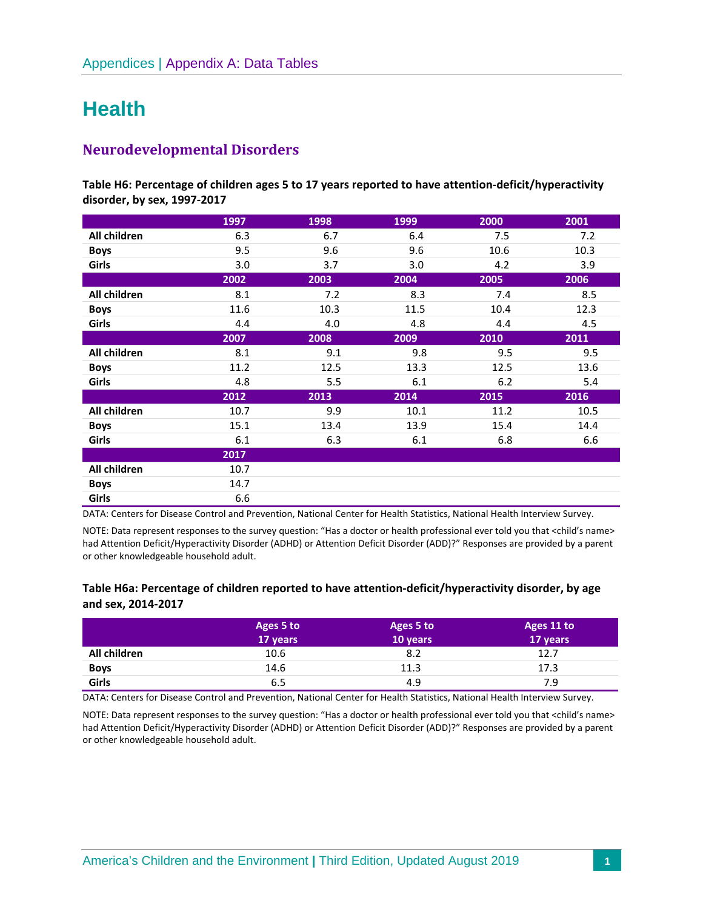# Health

## Neurodevelopmental Disorders

**Table H6: Percentage of children ages 5 to 17 years reported to have attention-deficit/hyperactivity disorder, by sex, 1997-2017**

| | 1997 | 1998 | 1999 | 2000 | 2001 |
|---|---|---|---|---|---|
| **All children** | 6.3 | 6.7 | 6.4 | 7.5 | 7.2 |
| **Boys** | 9.5 | 9.6 | 9.6 | 10.6 | 10.3 |
| **Girls** | 3.0 | 3.7 | 3.0 | 4.2 | 3.9 |
| | **2002** | **2003** | **2004** | **2005** | **2006** |
| **All children** | 8.1 | 7.2 | 8.3 | 7.4 | 8.5 |
| **Boys** | 11.6 | 10.3 | 11.5 | 10.4 | 12.3 |
| **Girls** | 4.4 | 4.0 | 4.8 | 4.4 | 4.5 |
| | **2007** | **2008** | **2009** | **2010** | **2011** |
| **All children** | 8.1 | 9.1 | 9.8 | 9.5 | 9.5 |
| **Boys** | 11.2 | 12.5 | 13.3 | 12.5 | 13.6 |
| **Girls** | 4.8 | 5.5 | 6.1 | 6.2 | 5.4 |
| | **2012** | **2013** | **2014** | **2015** | **2016** |
| **All children** | 10.7 | 9.9 | 10.1 | 11.2 | 10.5 |
| **Boys** | 15.1 | 13.4 | 13.9 | 15.4 | 14.4 |
| **Girls** | 6.1 | 6.3 | 6.1 | 6.8 | 6.6 |
| | **2017** | | | | |
| **All children** | 10.7 | | | | |
| **Boys** | 14.7 | | | | |
| **Girls** | 6.6 | | | | |

DATA: Centers for Disease Control and Prevention, National Center for Health Statistics, National Health Interview Survey.

NOTE: Data represent responses to the survey question: "Has a doctor or health professional ever told you that <child's name> had Attention Deficit/Hyperactivity Disorder (ADHD) or Attention Deficit Disorder (ADD)?" Responses are provided by a parent or other knowledgeable household adult.

**Table H6a: Percentage of children reported to have attention-deficit/hyperactivity disorder, by age and sex, 2014-2017**

| | Ages 5 to 17 years | Ages 5 to 10 years | Ages 11 to 17 years |
|---|---|---|---|
| **All children** | 10.6 | 8.2 | 12.7 |
| **Boys** | 14.6 | 11.3 | 17.3 |
| **Girls** | 6.5 | 4.9 | 7.9 |

DATA: Centers for Disease Control and Prevention, National Center for Health Statistics, National Health Interview Survey.

NOTE: Data represent responses to the survey question: "Has a doctor or health professional ever told you that <child's name> had Attention Deficit/Hyperactivity Disorder (ADHD) or Attention Deficit Disorder (ADD)?" Responses are provided by a parent or other knowledgeable household adult.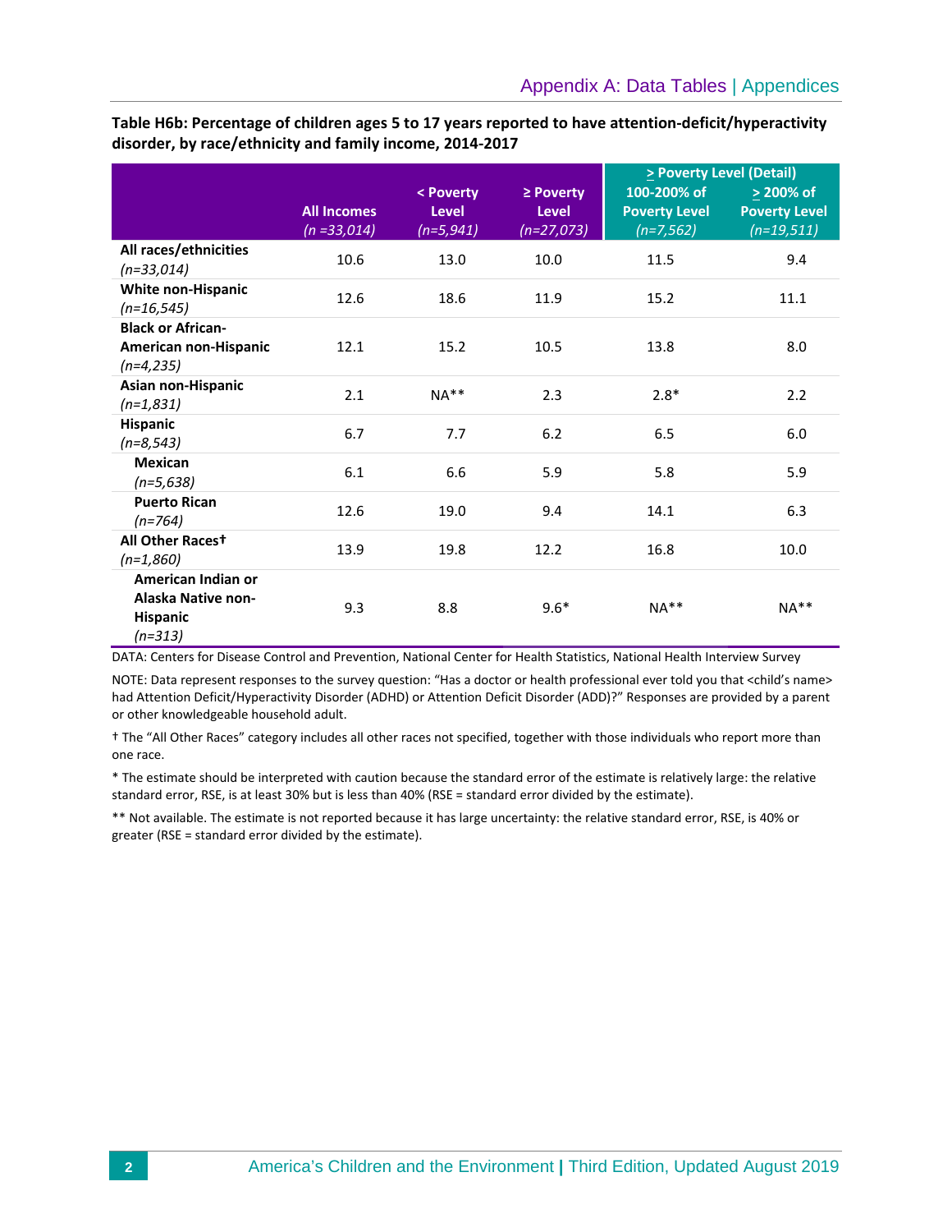**Table H6b: Percentage of children ages 5 to 17 years reported to have attention-deficit/hyperactivity disorder, by race/ethnicity and family income, 2014-2017**

| | All Incomes *(n =33,014)* | < Poverty Level *(n=5,941)* | ≥ Poverty Level *(n=27,073)* | ≥ Poverty Level (Detail) 100-200% of Poverty Level *(n=7,562)* | ≥ 200% of Poverty Level *(n=19,511)* |
|---|---|---|---|---|---|
| **All races/ethnicities** *(n=33,014)* | 10.6 | 13.0 | 10.0 | 11.5 | 9.4 |
| **White non-Hispanic** *(n=16,545)* | 12.6 | 18.6 | 11.9 | 15.2 | 11.1 |
| **Black or African-American non-Hispanic** *(n=4,235)* | 12.1 | 15.2 | 10.5 | 13.8 | 8.0 |
| **Asian non-Hispanic** *(n=1,831)* | 2.1 | NA** | 2.3 | 2.8* | 2.2 |
| **Hispanic** *(n=8,543)* | 6.7 | 7.7 | 6.2 | 6.5 | 6.0 |
| **Mexican** *(n=5,638)* | 6.1 | 6.6 | 5.9 | 5.8 | 5.9 |
| **Puerto Rican** *(n=764)* | 12.6 | 19.0 | 9.4 | 14.1 | 6.3 |
| **All Other Races†** *(n=1,860)* | 13.9 | 19.8 | 12.2 | 16.8 | 10.0 |
| **American Indian or Alaska Native non-Hispanic** *(n=313)* | 9.3 | 8.8 | 9.6* | NA** | NA** |

DATA: Centers for Disease Control and Prevention, National Center for Health Statistics, National Health Interview Survey

NOTE: Data represent responses to the survey question: "Has a doctor or health professional ever told you that <child's name> had Attention Deficit/Hyperactivity Disorder (ADHD) or Attention Deficit Disorder (ADD)?" Responses are provided by a parent or other knowledgeable household adult.

† The "All Other Races" category includes all other races not specified, together with those individuals who report more than one race.

* The estimate should be interpreted with caution because the standard error of the estimate is relatively large: the relative standard error, RSE, is at least 30% but is less than 40% (RSE = standard error divided by the estimate).

** Not available. The estimate is not reported because it has large uncertainty: the relative standard error, RSE, is 40% or greater (RSE = standard error divided by the estimate).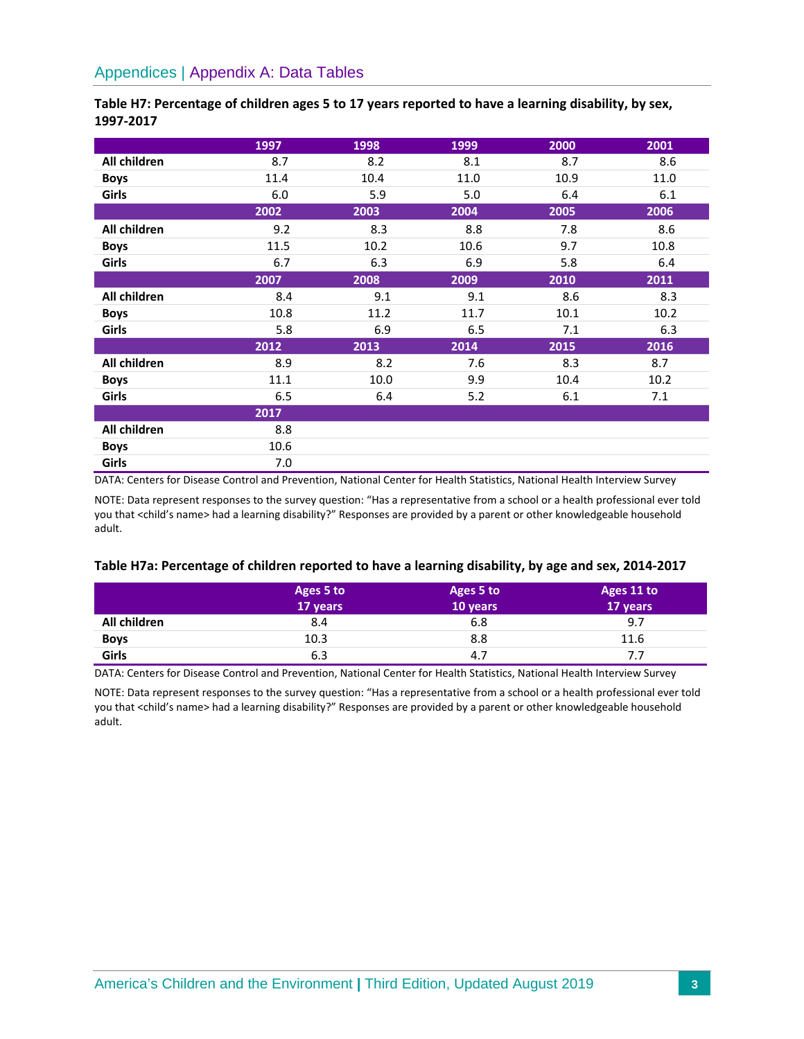## Appendices | Appendix A: Data Tables

**Table H7: Percentage of children ages 5 to 17 years reported to have a learning disability, by sex, 1997-2017**

| | 1997 | 1998 | 1999 | 2000 | 2001 |
|---|---|---|---|---|---|
| **All children** | 8.7 | 8.2 | 8.1 | 8.7 | 8.6 |
| **Boys** | 11.4 | 10.4 | 11.0 | 10.9 | 11.0 |
| **Girls** | 6.0 | 5.9 | 5.0 | 6.4 | 6.1 |
| | **2002** | **2003** | **2004** | **2005** | **2006** |
| **All children** | 9.2 | 8.3 | 8.8 | 7.8 | 8.6 |
| **Boys** | 11.5 | 10.2 | 10.6 | 9.7 | 10.8 |
| **Girls** | 6.7 | 6.3 | 6.9 | 5.8 | 6.4 |
| | **2007** | **2008** | **2009** | **2010** | **2011** |
| **All children** | 8.4 | 9.1 | 9.1 | 8.6 | 8.3 |
| **Boys** | 10.8 | 11.2 | 11.7 | 10.1 | 10.2 |
| **Girls** | 5.8 | 6.9 | 6.5 | 7.1 | 6.3 |
| | **2012** | **2013** | **2014** | **2015** | **2016** |
| **All children** | 8.9 | 8.2 | 7.6 | 8.3 | 8.7 |
| **Boys** | 11.1 | 10.0 | 9.9 | 10.4 | 10.2 |
| **Girls** | 6.5 | 6.4 | 5.2 | 6.1 | 7.1 |
| | **2017** | | | | |
| **All children** | 8.8 | | | | |
| **Boys** | 10.6 | | | | |
| **Girls** | 7.0 | | | | |

DATA: Centers for Disease Control and Prevention, National Center for Health Statistics, National Health Interview Survey

NOTE: Data represent responses to the survey question: "Has a representative from a school or a health professional ever told you that <child's name> had a learning disability?" Responses are provided by a parent or other knowledgeable household adult.

**Table H7a: Percentage of children reported to have a learning disability, by age and sex, 2014-2017**

| | Ages 5 to 17 years | Ages 5 to 10 years | Ages 11 to 17 years |
|---|---|---|---|
| **All children** | 8.4 | 6.8 | 9.7 |
| **Boys** | 10.3 | 8.8 | 11.6 |
| **Girls** | 6.3 | 4.7 | 7.7 |

DATA: Centers for Disease Control and Prevention, National Center for Health Statistics, National Health Interview Survey

NOTE: Data represent responses to the survey question: "Has a representative from a school or a health professional ever told you that <child's name> had a learning disability?" Responses are provided by a parent or other knowledgeable household adult.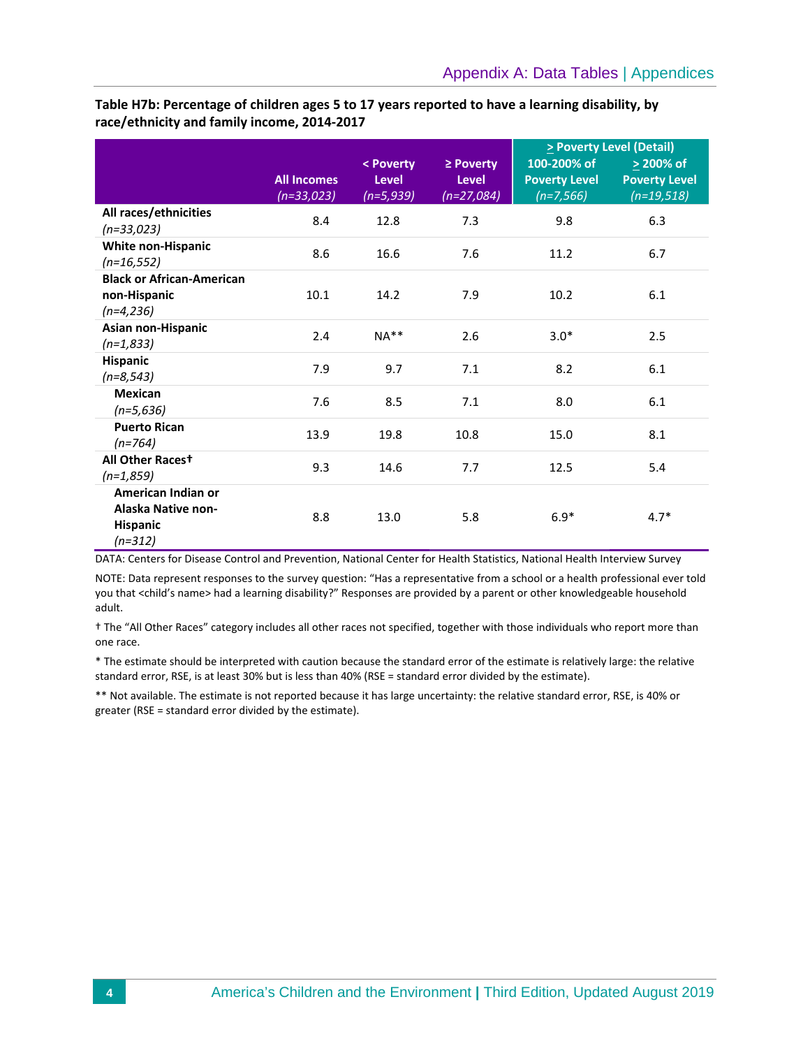**Table H7b: Percentage of children ages 5 to 17 years reported to have a learning disability, by race/ethnicity and family income, 2014-2017**

| | All Incomes *(n=33,023)* | < Poverty Level *(n=5,939)* | ≥ Poverty Level *(n=27,084)* | ≥ Poverty Level (Detail) | |
|---|---|---|---|---|---|
| | | | | 100-200% of Poverty Level *(n=7,566)* | ≥ 200% of Poverty Level *(n=19,518)* |
| **All races/ethnicities** *(n=33,023)* | 8.4 | 12.8 | 7.3 | 9.8 | 6.3 |
| **White non-Hispanic** *(n=16,552)* | 8.6 | 16.6 | 7.6 | 11.2 | 6.7 |
| **Black or African-American non-Hispanic** *(n=4,236)* | 10.1 | 14.2 | 7.9 | 10.2 | 6.1 |
| **Asian non-Hispanic** *(n=1,833)* | 2.4 | NA** | 2.6 | 3.0* | 2.5 |
| **Hispanic** *(n=8,543)* | 7.9 | 9.7 | 7.1 | 8.2 | 6.1 |
| **Mexican** *(n=5,636)* | 7.6 | 8.5 | 7.1 | 8.0 | 6.1 |
| **Puerto Rican** *(n=764)* | 13.9 | 19.8 | 10.8 | 15.0 | 8.1 |
| **All Other Races†** *(n=1,859)* | 9.3 | 14.6 | 7.7 | 12.5 | 5.4 |
| **American Indian or Alaska Native non-Hispanic** *(n=312)* | 8.8 | 13.0 | 5.8 | 6.9* | 4.7* |

DATA: Centers for Disease Control and Prevention, National Center for Health Statistics, National Health Interview Survey

NOTE: Data represent responses to the survey question: "Has a representative from a school or a health professional ever told you that <child's name> had a learning disability?" Responses are provided by a parent or other knowledgeable household adult.

† The "All Other Races" category includes all other races not specified, together with those individuals who report more than one race.

* The estimate should be interpreted with caution because the standard error of the estimate is relatively large: the relative standard error, RSE, is at least 30% but is less than 40% (RSE = standard error divided by the estimate).

** Not available. The estimate is not reported because it has large uncertainty: the relative standard error, RSE, is 40% or greater (RSE = standard error divided by the estimate).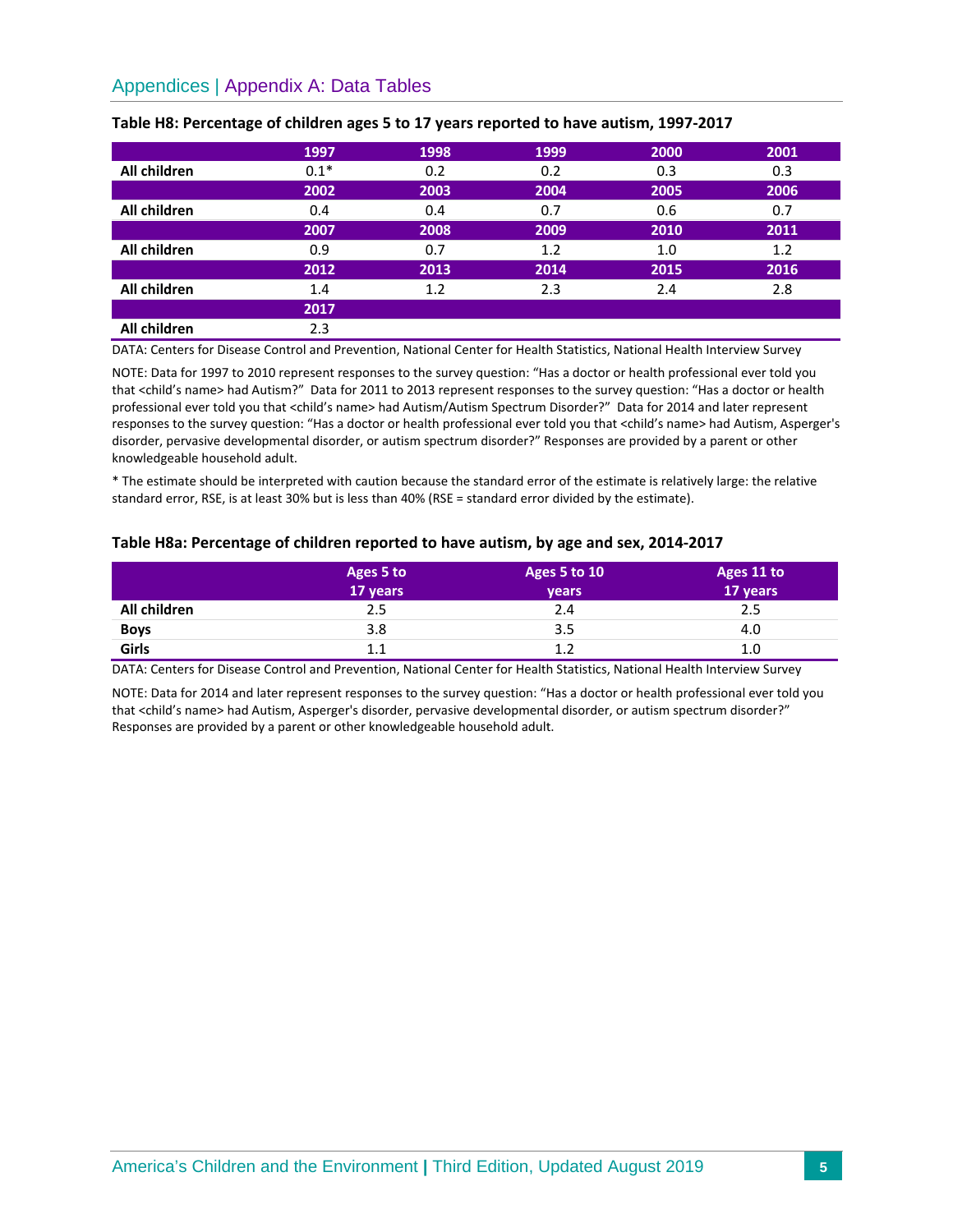## Appendices | Appendix A: Data Tables

**Table H8: Percentage of children ages 5 to 17 years reported to have autism, 1997-2017**

| | 1997 | 1998 | 1999 | 2000 | 2001 |
|---|---|---|---|---|---|
| **All children** | 0.1* | 0.2 | 0.2 | 0.3 | 0.3 |
| | **2002** | **2003** | **2004** | **2005** | **2006** |
| **All children** | 0.4 | 0.4 | 0.7 | 0.6 | 0.7 |
| | **2007** | **2008** | **2009** | **2010** | **2011** |
| **All children** | 0.9 | 0.7 | 1.2 | 1.0 | 1.2 |
| | **2012** | **2013** | **2014** | **2015** | **2016** |
| **All children** | 1.4 | 1.2 | 2.3 | 2.4 | 2.8 |
| | **2017** | | | | |
| **All children** | 2.3 | | | | |

DATA: Centers for Disease Control and Prevention, National Center for Health Statistics, National Health Interview Survey

NOTE: Data for 1997 to 2010 represent responses to the survey question: "Has a doctor or health professional ever told you that <child's name> had Autism?" Data for 2011 to 2013 represent responses to the survey question: "Has a doctor or health professional ever told you that <child's name> had Autism/Autism Spectrum Disorder?" Data for 2014 and later represent responses to the survey question: "Has a doctor or health professional ever told you that <child's name> had Autism, Asperger's disorder, pervasive developmental disorder, or autism spectrum disorder?" Responses are provided by a parent or other knowledgeable household adult.

* The estimate should be interpreted with caution because the standard error of the estimate is relatively large: the relative standard error, RSE, is at least 30% but is less than 40% (RSE = standard error divided by the estimate).

**Table H8a: Percentage of children reported to have autism, by age and sex, 2014-2017**

| | Ages 5 to 17 years | Ages 5 to 10 years | Ages 11 to 17 years |
|---|---|---|---|
| **All children** | 2.5 | 2.4 | 2.5 |
| **Boys** | 3.8 | 3.5 | 4.0 |
| **Girls** | 1.1 | 1.2 | 1.0 |

DATA: Centers for Disease Control and Prevention, National Center for Health Statistics, National Health Interview Survey

NOTE: Data for 2014 and later represent responses to the survey question: "Has a doctor or health professional ever told you that <child's name> had Autism, Asperger's disorder, pervasive developmental disorder, or autism spectrum disorder?" Responses are provided by a parent or other knowledgeable household adult.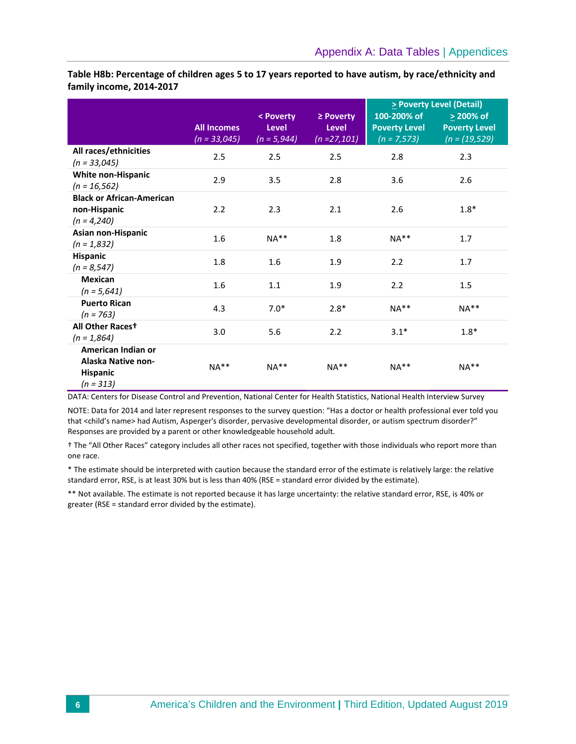**Table H8b: Percentage of children ages 5 to 17 years reported to have autism, by race/ethnicity and family income, 2014-2017**

| | All Incomes *(n = 33,045)* | < Poverty Level *(n = 5,944)* | ≥ Poverty Level *(n =27,101)* | > Poverty Level (Detail): 100-200% of Poverty Level *(n = 7,573)* | > Poverty Level (Detail): > 200% of Poverty Level *(n = (19,529)* |
|---|---|---|---|---|---|
| **All races/ethnicities** *(n = 33,045)* | 2.5 | 2.5 | 2.5 | 2.8 | 2.3 |
| **White non-Hispanic** *(n = 16,562)* | 2.9 | 3.5 | 2.8 | 3.6 | 2.6 |
| **Black or African-American non-Hispanic** *(n = 4,240)* | 2.2 | 2.3 | 2.1 | 2.6 | 1.8* |
| **Asian non-Hispanic** *(n = 1,832)* | 1.6 | NA** | 1.8 | NA** | 1.7 |
| **Hispanic** *(n = 8,547)* | 1.8 | 1.6 | 1.9 | 2.2 | 1.7 |
| **Mexican** *(n = 5,641)* | 1.6 | 1.1 | 1.9 | 2.2 | 1.5 |
| **Puerto Rican** *(n = 763)* | 4.3 | 7.0* | 2.8* | NA** | NA** |
| **All Other Races†** *(n = 1,864)* | 3.0 | 5.6 | 2.2 | 3.1* | 1.8* |
| **American Indian or Alaska Native non-Hispanic** *(n = 313)* | NA** | NA** | NA** | NA** | NA** |

DATA: Centers for Disease Control and Prevention, National Center for Health Statistics, National Health Interview Survey

NOTE: Data for 2014 and later represent responses to the survey question: "Has a doctor or health professional ever told you that <child's name> had Autism, Asperger's disorder, pervasive developmental disorder, or autism spectrum disorder?" Responses are provided by a parent or other knowledgeable household adult.

† The "All Other Races" category includes all other races not specified, together with those individuals who report more than one race.

* The estimate should be interpreted with caution because the standard error of the estimate is relatively large: the relative standard error, RSE, is at least 30% but is less than 40% (RSE = standard error divided by the estimate).

** Not available. The estimate is not reported because it has large uncertainty: the relative standard error, RSE, is 40% or greater (RSE = standard error divided by the estimate).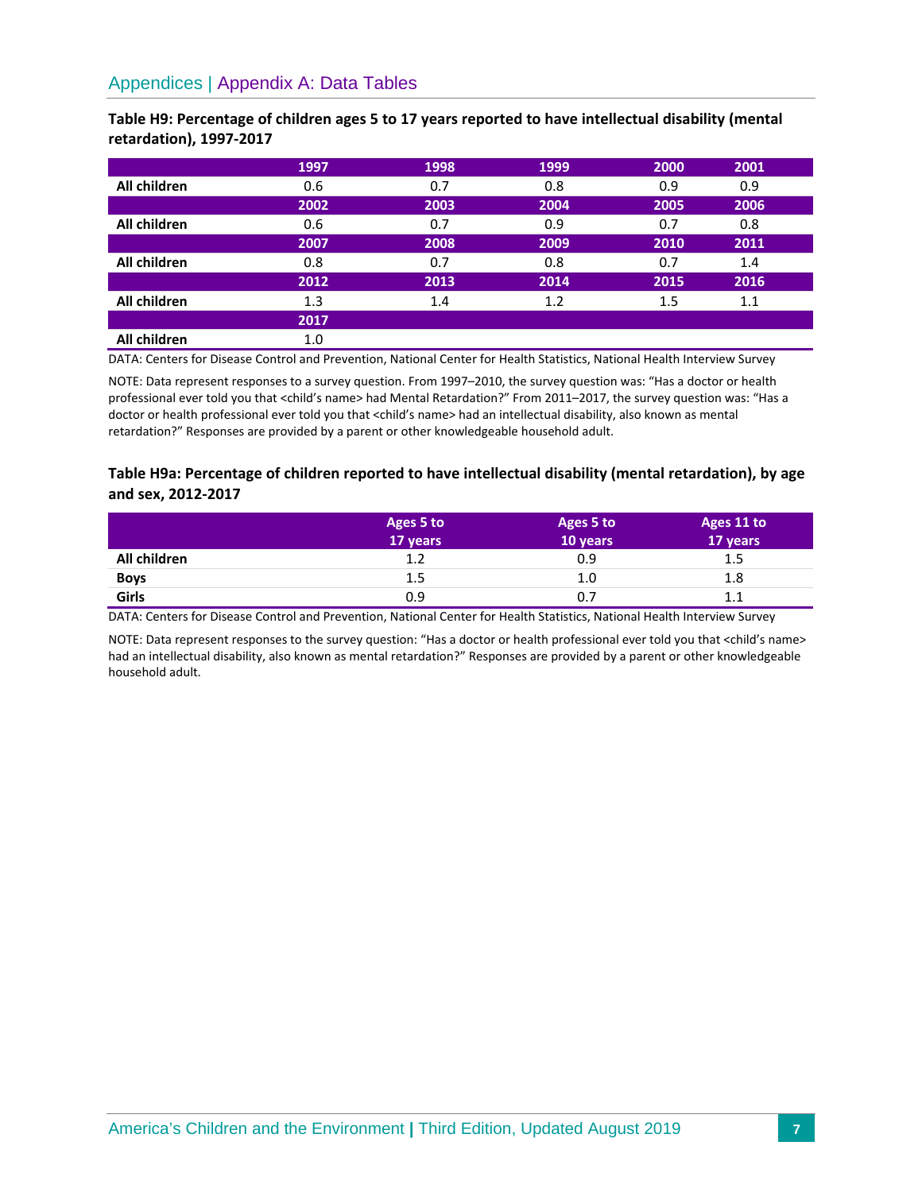Appendices | Appendix A: Data Tables

**Table H9: Percentage of children ages 5 to 17 years reported to have intellectual disability (mental retardation), 1997-2017**

| | 1997 | 1998 | 1999 | 2000 | 2001 |
|---|---|---|---|---|---|
| **All children** | 0.6 | 0.7 | 0.8 | 0.9 | 0.9 |
| | **2002** | **2003** | **2004** | **2005** | **2006** |
| **All children** | 0.6 | 0.7 | 0.9 | 0.7 | 0.8 |
| | **2007** | **2008** | **2009** | **2010** | **2011** |
| **All children** | 0.8 | 0.7 | 0.8 | 0.7 | 1.4 |
| | **2012** | **2013** | **2014** | **2015** | **2016** |
| **All children** | 1.3 | 1.4 | 1.2 | 1.5 | 1.1 |
| | **2017** | | | | |
| **All children** | 1.0 | | | | |

DATA: Centers for Disease Control and Prevention, National Center for Health Statistics, National Health Interview Survey

NOTE: Data represent responses to a survey question. From 1997–2010, the survey question was: "Has a doctor or health professional ever told you that <child's name> had Mental Retardation?" From 2011–2017, the survey question was: "Has a doctor or health professional ever told you that <child's name> had an intellectual disability, also known as mental retardation?" Responses are provided by a parent or other knowledgeable household adult.

**Table H9a: Percentage of children reported to have intellectual disability (mental retardation), by age and sex, 2012-2017**

| | Ages 5 to 17 years | Ages 5 to 10 years | Ages 11 to 17 years |
|---|---|---|---|
| **All children** | 1.2 | 0.9 | 1.5 |
| **Boys** | 1.5 | 1.0 | 1.8 |
| **Girls** | 0.9 | 0.7 | 1.1 |

DATA: Centers for Disease Control and Prevention, National Center for Health Statistics, National Health Interview Survey

NOTE: Data represent responses to the survey question: "Has a doctor or health professional ever told you that <child's name> had an intellectual disability, also known as mental retardation?" Responses are provided by a parent or other knowledgeable household adult.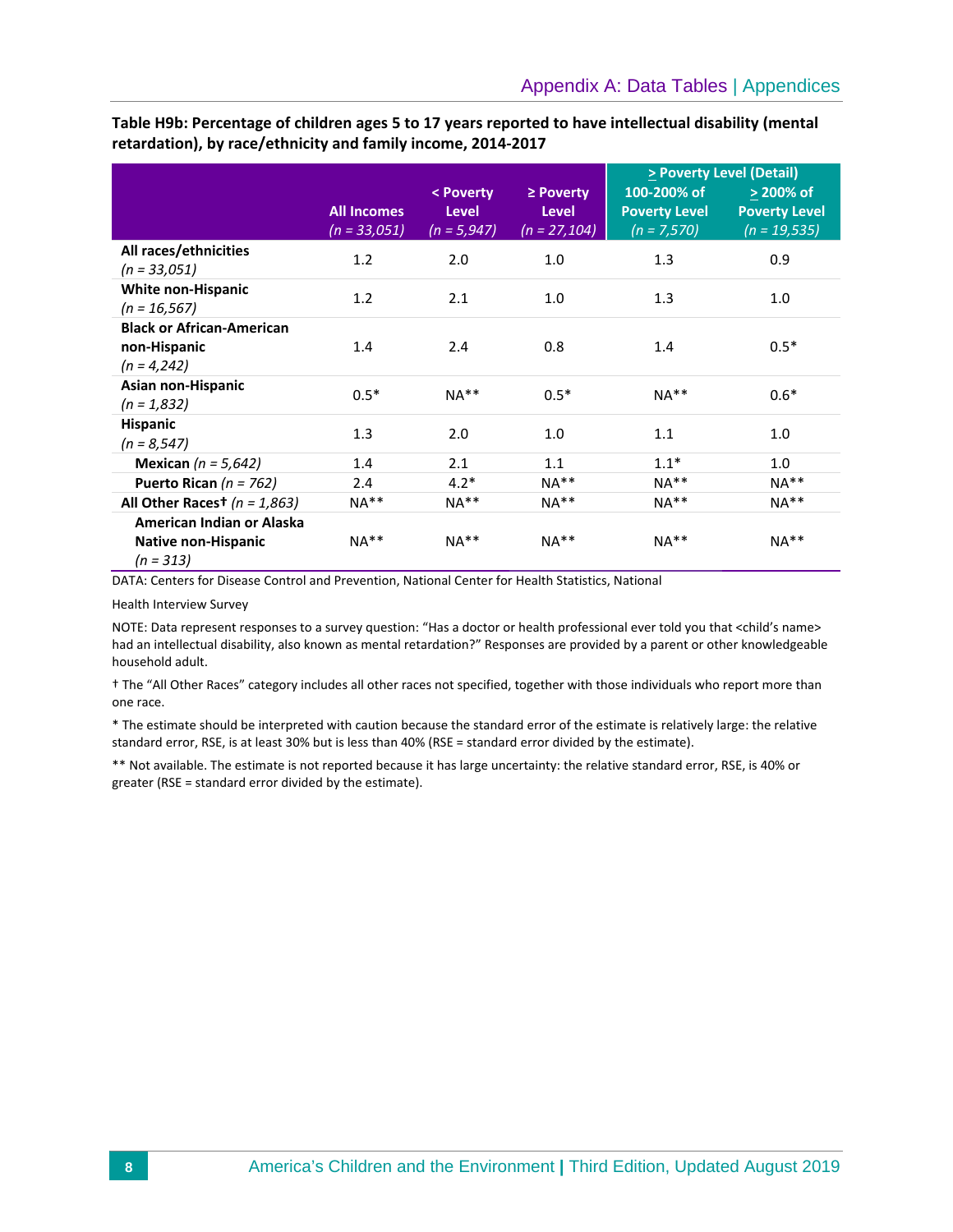**Table H9b: Percentage of children ages 5 to 17 years reported to have intellectual disability (mental retardation), by race/ethnicity and family income, 2014-2017**

| | All Incomes *(n = 33,051)* | < Poverty Level *(n = 5,947)* | ≥ Poverty Level *(n = 27,104)* | ≥ Poverty Level (Detail) 100-200% of Poverty Level *(n = 7,570)* | ≥ 200% of Poverty Level *(n = 19,535)* |
|---|---|---|---|---|---|
| **All races/ethnicities** *(n = 33,051)* | 1.2 | 2.0 | 1.0 | 1.3 | 0.9 |
| **White non-Hispanic** *(n = 16,567)* | 1.2 | 2.1 | 1.0 | 1.3 | 1.0 |
| **Black or African-American non-Hispanic** *(n = 4,242)* | 1.4 | 2.4 | 0.8 | 1.4 | 0.5* |
| **Asian non-Hispanic** *(n = 1,832)* | 0.5* | NA** | 0.5* | NA** | 0.6* |
| **Hispanic** *(n = 8,547)* | 1.3 | 2.0 | 1.0 | 1.1 | 1.0 |
| **Mexican** *(n = 5,642)* | 1.4 | 2.1 | 1.1 | 1.1* | 1.0 |
| **Puerto Rican** *(n = 762)* | 2.4 | 4.2* | NA** | NA** | NA** |
| **All Other Races†** *(n = 1,863)* | NA** | NA** | NA** | NA** | NA** |
| **American Indian or Alaska Native non-Hispanic** *(n = 313)* | NA** | NA** | NA** | NA** | NA** |

DATA: Centers for Disease Control and Prevention, National Center for Health Statistics, National Health Interview Survey

NOTE: Data represent responses to a survey question: "Has a doctor or health professional ever told you that <child's name> had an intellectual disability, also known as mental retardation?" Responses are provided by a parent or other knowledgeable household adult.

† The "All Other Races" category includes all other races not specified, together with those individuals who report more than one race.

* The estimate should be interpreted with caution because the standard error of the estimate is relatively large: the relative standard error, RSE, is at least 30% but is less than 40% (RSE = standard error divided by the estimate).

** Not available. The estimate is not reported because it has large uncertainty: the relative standard error, RSE, is 40% or greater (RSE = standard error divided by the estimate).